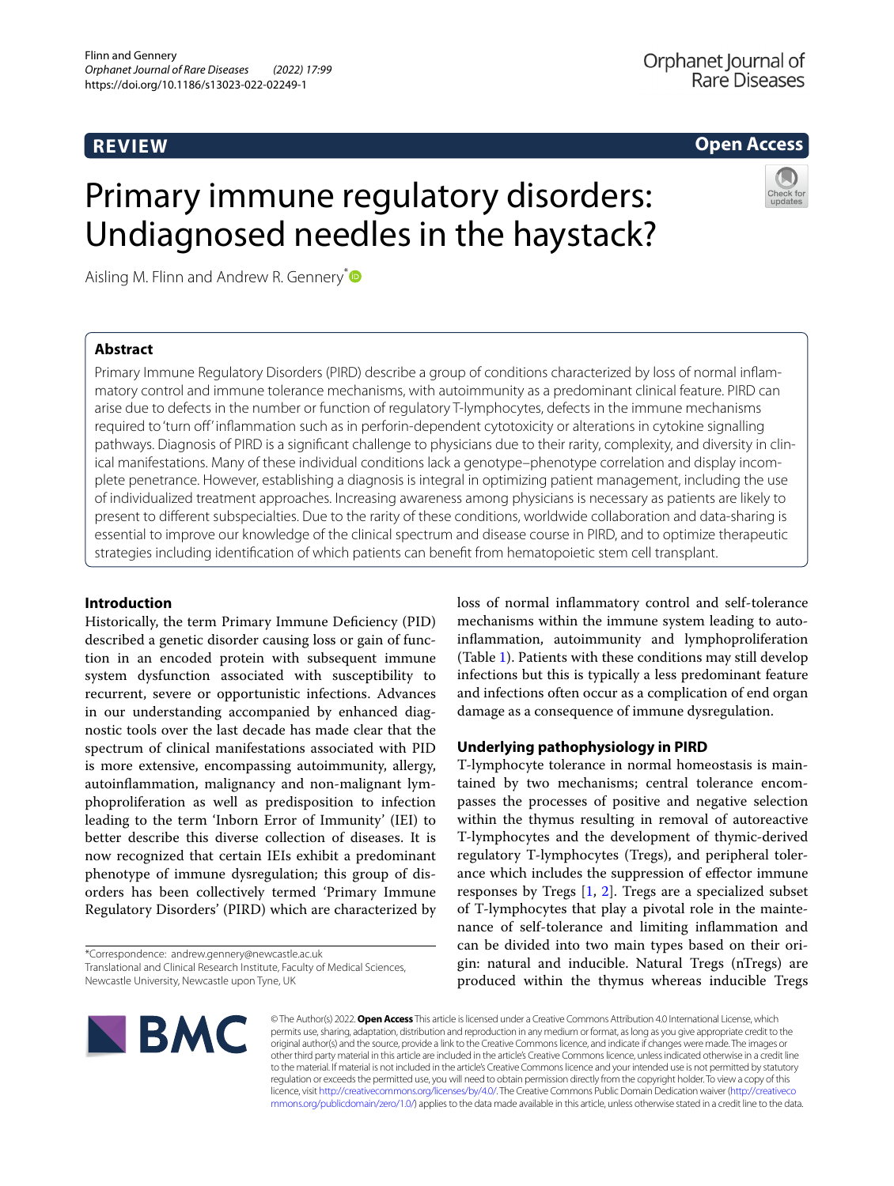**REVIEW** **Open Access**

# Primary immune regulatory disorders: Undiagnosed needles in the haystack?

Aisling M. Flinn and Andrew R. Gennery*

## Abstract

Primary Immune Regulatory Disorders (PIRD) describe a group of conditions characterized by loss of normal inflammatory control and immune tolerance mechanisms, with autoimmunity as a predominant clinical feature. PIRD can arise due to defects in the number or function of regulatory T-lymphocytes, defects in the immune mechanisms required to 'turn off' inflammation such as in perforin-dependent cytotoxicity or alterations in cytokine signalling pathways. Diagnosis of PIRD is a significant challenge to physicians due to their rarity, complexity, and diversity in clinical manifestations. Many of these individual conditions lack a genotype–phenotype correlation and display incomplete penetrance. However, establishing a diagnosis is integral in optimizing patient management, including the use of individualized treatment approaches. Increasing awareness among physicians is necessary as patients are likely to present to different subspecialties. Due to the rarity of these conditions, worldwide collaboration and data-sharing is essential to improve our knowledge of the clinical spectrum and disease course in PIRD, and to optimize therapeutic strategies including identification of which patients can benefit from hematopoietic stem cell transplant.

## Introduction

Historically, the term Primary Immune Deficiency (PID) described a genetic disorder causing loss or gain of function in an encoded protein with subsequent immune system dysfunction associated with susceptibility to recurrent, severe or opportunistic infections. Advances in our understanding accompanied by enhanced diagnostic tools over the last decade has made clear that the spectrum of clinical manifestations associated with PID is more extensive, encompassing autoimmunity, allergy, autoinflammation, malignancy and non-malignant lymphoproliferation as well as predisposition to infection leading to the term 'Inborn Error of Immunity' (IEI) to better describe this diverse collection of diseases. It is now recognized that certain IEIs exhibit a predominant phenotype of immune dysregulation; this group of disorders has been collectively termed 'Primary Immune Regulatory Disorders' (PIRD) which are characterized by loss of normal inflammatory control and self-tolerance mechanisms within the immune system leading to autoinflammation, autoimmunity and lymphoproliferation (Table 1). Patients with these conditions may still develop infections but this is typically a less predominant feature and infections often occur as a complication of end organ damage as a consequence of immune dysregulation.

## Underlying pathophysiology in PIRD

T-lymphocyte tolerance in normal homeostasis is maintained by two mechanisms; central tolerance encompasses the processes of positive and negative selection within the thymus resulting in removal of autoreactive T-lymphocytes and the development of thymic-derived regulatory T-lymphocytes (Tregs), and peripheral tolerance which includes the suppression of effector immune responses by Tregs [1, 2]. Tregs are a specialized subset of T-lymphocytes that play a pivotal role in the maintenance of self-tolerance and limiting inflammation and can be divided into two main types based on their origin: natural and inducible. Natural Tregs (nTregs) are produced within the thymus whereas inducible Tregs

*Correspondence: andrew.gennery@newcastle.ac.uk
Translational and Clinical Research Institute, Faculty of Medical Sciences, Newcastle University, Newcastle upon Tyne, UK

© The Author(s) 2022. **Open Access** This article is licensed under a Creative Commons Attribution 4.0 International License, which permits use, sharing, adaptation, distribution and reproduction in any medium or format, as long as you give appropriate credit to the original author(s) and the source, provide a link to the Creative Commons licence, and indicate if changes were made. The images or other third party material in this article are included in the article's Creative Commons licence, unless indicated otherwise in a credit line to the material. If material is not included in the article's Creative Commons licence and your intended use is not permitted by statutory regulation or exceeds the permitted use, you will need to obtain permission directly from the copyright holder. To view a copy of this licence, visit http://creativecommons.org/licenses/by/4.0/. The Creative Commons Public Domain Dedication waiver (http://creativecommons.org/publicdomain/zero/1.0/) applies to the data made available in this article, unless otherwise stated in a credit line to the data.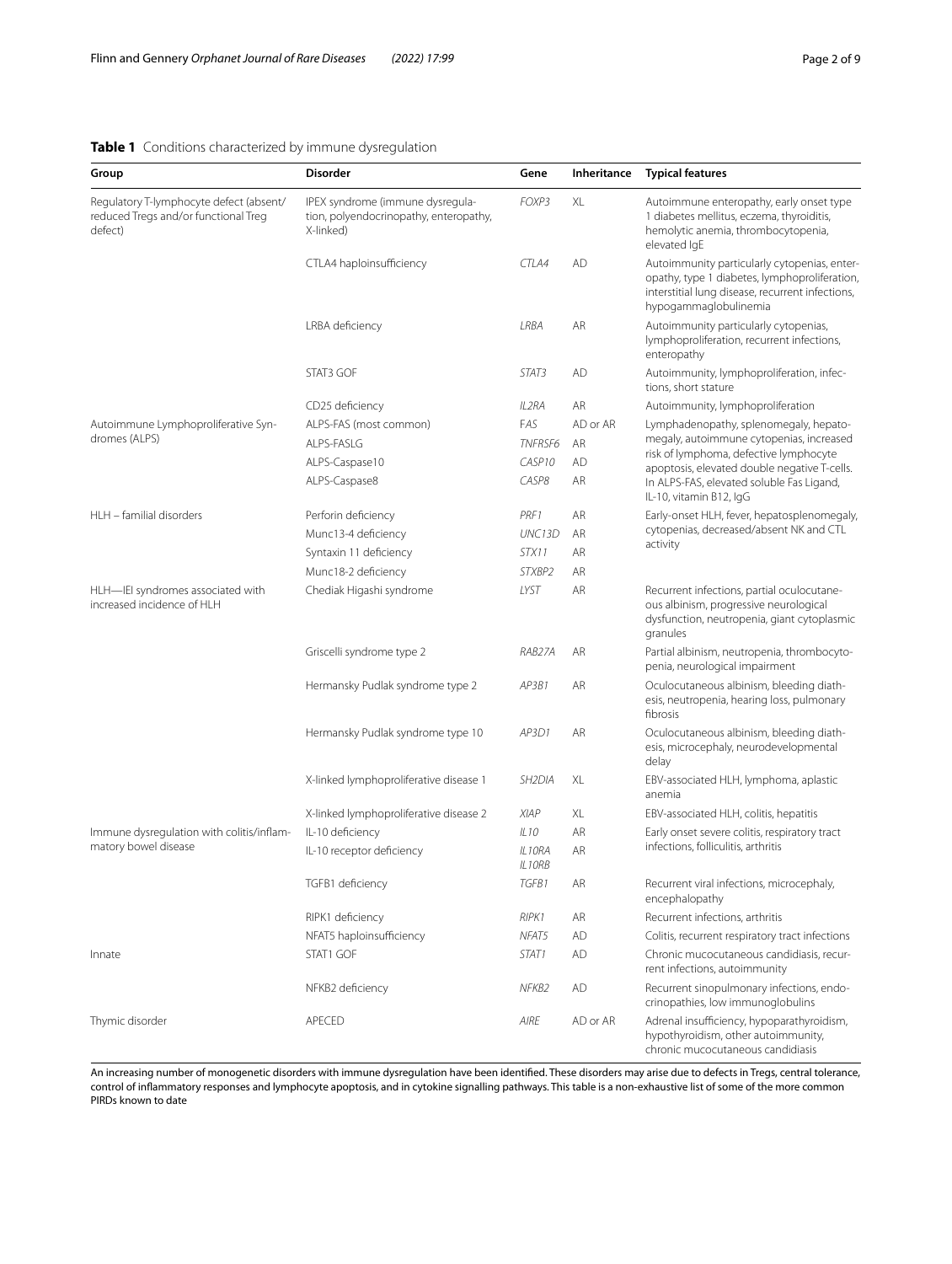**Table 1** Conditions characterized by immune dysregulation

| Group | Disorder | Gene | Inheritance | Typical features |
|---|---|---|---|---|
| Regulatory T-lymphocyte defect (absent/reduced Tregs and/or functional Treg defect) | IPEX syndrome (immune dysregulation, polyendocrinopathy, enteropathy, X-linked) | *FOXP3* | XL | Autoimmune enteropathy, early onset type 1 diabetes mellitus, eczema, thyroiditis, hemolytic anemia, thrombocytopenia, elevated IgE |
| | CTLA4 haploinsufficiency | *CTLA4* | AD | Autoimmunity particularly cytopenias, enteropathy, type 1 diabetes, lymphoproliferation, interstitial lung disease, recurrent infections, hypogammaglobulinemia |
| | LRBA deficiency | *LRBA* | AR | Autoimmunity particularly cytopenias, lymphoproliferation, recurrent infections, enteropathy |
| | STAT3 GOF | *STAT3* | AD | Autoimmunity, lymphoproliferation, infections, short stature |
| | CD25 deficiency | *IL2RA* | AR | Autoimmunity, lymphoproliferation |
| Autoimmune Lymphoproliferative Syndromes (ALPS) | ALPS-FAS (most common) | *FAS* | AD or AR | Lymphadenopathy, splenomegaly, hepatomegaly, autoimmune cytopenias, increased risk of lymphoma, defective lymphocyte apoptosis, elevated double negative T-cells. In ALPS-FAS, elevated soluble Fas Ligand, IL-10, vitamin B12, IgG |
| | ALPS-FASLG | *TNFRSF6* | AR | |
| | ALPS-Caspase10 | *CASP10* | AD | |
| | ALPS-Caspase8 | *CASP8* | AR | |
| HLH – familial disorders | Perforin deficiency | *PRF1* | AR | Early-onset HLH, fever, hepatosplenomegaly, cytopenias, decreased/absent NK and CTL activity |
| | Munc13-4 deficiency | *UNC13D* | AR | |
| | Syntaxin 11 deficiency | *STX11* | AR | |
| | Munc18-2 deficiency | *STXBP2* | AR | |
| HLH—IEI syndromes associated with increased incidence of HLH | Chediak Higashi syndrome | *LYST* | AR | Recurrent infections, partial oculocutaneous albinism, progressive neurological dysfunction, neutropenia, giant cytoplasmic granules |
| | Griscelli syndrome type 2 | *RAB27A* | AR | Partial albinism, neutropenia, thrombocytopenia, neurological impairment |
| | Hermansky Pudlak syndrome type 2 | *AP3B1* | AR | Oculocutaneous albinism, bleeding diathesis, neutropenia, hearing loss, pulmonary fibrosis |
| | Hermansky Pudlak syndrome type 10 | *AP3D1* | AR | Oculocutaneous albinism, bleeding diathesis, microcephaly, neurodevelopmental delay |
| | X-linked lymphoproliferative disease 1 | *SH2DIA* | XL | EBV-associated HLH, lymphoma, aplastic anemia |
| | X-linked lymphoproliferative disease 2 | *XIAP* | XL | EBV-associated HLH, colitis, hepatitis |
| Immune dysregulation with colitis/inflammatory bowel disease | IL-10 deficiency | *IL10* | AR | Early onset severe colitis, respiratory tract infections, folliculitis, arthritis |
| | IL-10 receptor deficiency | *IL10RA* *IL10RB* | AR | |
| | TGFB1 deficiency | *TGFB1* | AR | Recurrent viral infections, microcephaly, encephalopathy |
| | RIPK1 deficiency | *RIPK1* | AR | Recurrent infections, arthritis |
| | NFAT5 haploinsufficiency | *NFAT5* | AD | Colitis, recurrent respiratory tract infections |
| Innate | STAT1 GOF | *STAT1* | AD | Chronic mucocutaneous candidiasis, recurrent infections, autoimmunity |
| | NFKB2 deficiency | *NFKB2* | AD | Recurrent sinopulmonary infections, endocrinopathies, low immunoglobulins |
| Thymic disorder | APECED | *AIRE* | AD or AR | Adrenal insufficiency, hypoparathyroidism, hypothyroidism, other autoimmunity, chronic mucocutaneous candidiasis |

An increasing number of monogenetic disorders with immune dysregulation have been identified. These disorders may arise due to defects in Tregs, central tolerance, control of inflammatory responses and lymphocyte apoptosis, and in cytokine signalling pathways. This table is a non-exhaustive list of some of the more common PIRDs known to date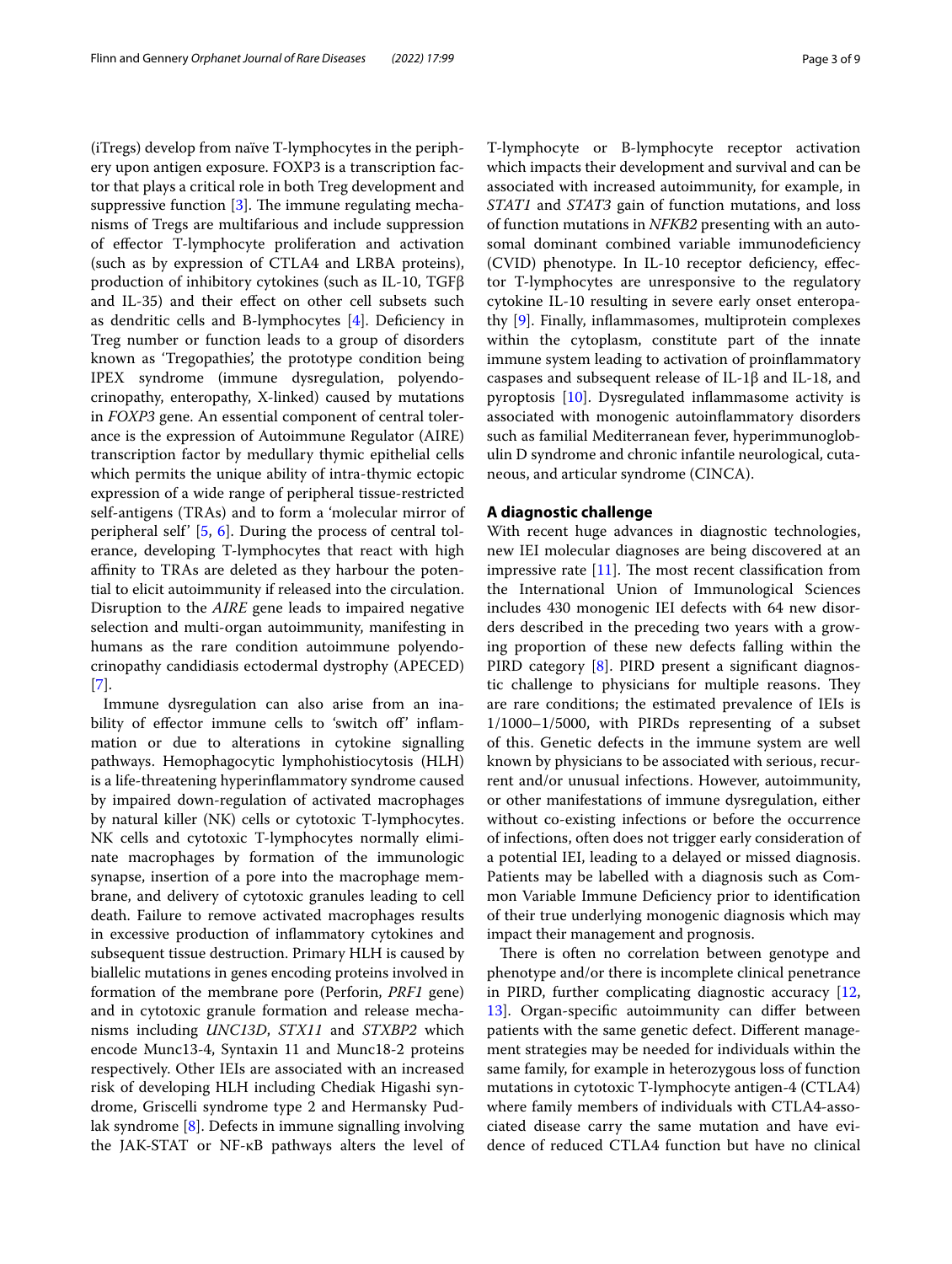(iTregs) develop from naïve T-lymphocytes in the periphery upon antigen exposure. FOXP3 is a transcription factor that plays a critical role in both Treg development and suppressive function [3]. The immune regulating mechanisms of Tregs are multifarious and include suppression of effector T-lymphocyte proliferation and activation (such as by expression of CTLA4 and LRBA proteins), production of inhibitory cytokines (such as IL-10, TGFβ and IL-35) and their effect on other cell subsets such as dendritic cells and B-lymphocytes [4]. Deficiency in Treg number or function leads to a group of disorders known as 'Tregopathies', the prototype condition being IPEX syndrome (immune dysregulation, polyendocrinopathy, enteropathy, X-linked) caused by mutations in *FOXP3* gene. An essential component of central tolerance is the expression of Autoimmune Regulator (AIRE) transcription factor by medullary thymic epithelial cells which permits the unique ability of intra-thymic ectopic expression of a wide range of peripheral tissue-restricted self-antigens (TRAs) and to form a 'molecular mirror of peripheral self' [5, 6]. During the process of central tolerance, developing T-lymphocytes that react with high affinity to TRAs are deleted as they harbour the potential to elicit autoimmunity if released into the circulation. Disruption to the *AIRE* gene leads to impaired negative selection and multi-organ autoimmunity, manifesting in humans as the rare condition autoimmune polyendocrinopathy candidiasis ectodermal dystrophy (APECED) [7].

Immune dysregulation can also arise from an inability of effector immune cells to 'switch off' inflammation or due to alterations in cytokine signalling pathways. Hemophagocytic lymphohistiocytosis (HLH) is a life-threatening hyperinflammatory syndrome caused by impaired down-regulation of activated macrophages by natural killer (NK) cells or cytotoxic T-lymphocytes. NK cells and cytotoxic T-lymphocytes normally eliminate macrophages by formation of the immunologic synapse, insertion of a pore into the macrophage membrane, and delivery of cytotoxic granules leading to cell death. Failure to remove activated macrophages results in excessive production of inflammatory cytokines and subsequent tissue destruction. Primary HLH is caused by biallelic mutations in genes encoding proteins involved in formation of the membrane pore (Perforin, *PRF1* gene) and in cytotoxic granule formation and release mechanisms including *UNC13D*, *STX11* and *STXBP2* which encode Munc13-4, Syntaxin 11 and Munc18-2 proteins respectively. Other IEIs are associated with an increased risk of developing HLH including Chediak Higashi syndrome, Griscelli syndrome type 2 and Hermansky Pudlak syndrome [8]. Defects in immune signalling involving the JAK-STAT or NF-κB pathways alters the level of T-lymphocyte or B-lymphocyte receptor activation which impacts their development and survival and can be associated with increased autoimmunity, for example, in *STAT1* and *STAT3* gain of function mutations, and loss of function mutations in *NFKB2* presenting with an autosomal dominant combined variable immunodeficiency (CVID) phenotype. In IL-10 receptor deficiency, effector T-lymphocytes are unresponsive to the regulatory cytokine IL-10 resulting in severe early onset enteropathy [9]. Finally, inflammasomes, multiprotein complexes within the cytoplasm, constitute part of the innate immune system leading to activation of proinflammatory caspases and subsequent release of IL-1β and IL-18, and pyroptosis [10]. Dysregulated inflammasome activity is associated with monogenic autoinflammatory disorders such as familial Mediterranean fever, hyperimmunoglobulin D syndrome and chronic infantile neurological, cutaneous, and articular syndrome (CINCA).

## A diagnostic challenge

With recent huge advances in diagnostic technologies, new IEI molecular diagnoses are being discovered at an impressive rate [11]. The most recent classification from the International Union of Immunological Sciences includes 430 monogenic IEI defects with 64 new disorders described in the preceding two years with a growing proportion of these new defects falling within the PIRD category [8]. PIRD present a significant diagnostic challenge to physicians for multiple reasons. They are rare conditions; the estimated prevalence of IEIs is 1/1000–1/5000, with PIRDs representing of a subset of this. Genetic defects in the immune system are well known by physicians to be associated with serious, recurrent and/or unusual infections. However, autoimmunity, or other manifestations of immune dysregulation, either without co-existing infections or before the occurrence of infections, often does not trigger early consideration of a potential IEI, leading to a delayed or missed diagnosis. Patients may be labelled with a diagnosis such as Common Variable Immune Deficiency prior to identification of their true underlying monogenic diagnosis which may impact their management and prognosis.

There is often no correlation between genotype and phenotype and/or there is incomplete clinical penetrance in PIRD, further complicating diagnostic accuracy [12, 13]. Organ-specific autoimmunity can differ between patients with the same genetic defect. Different management strategies may be needed for individuals within the same family, for example in heterozygous loss of function mutations in cytotoxic T-lymphocyte antigen-4 (CTLA4) where family members of individuals with CTLA4-associated disease carry the same mutation and have evidence of reduced CTLA4 function but have no clinical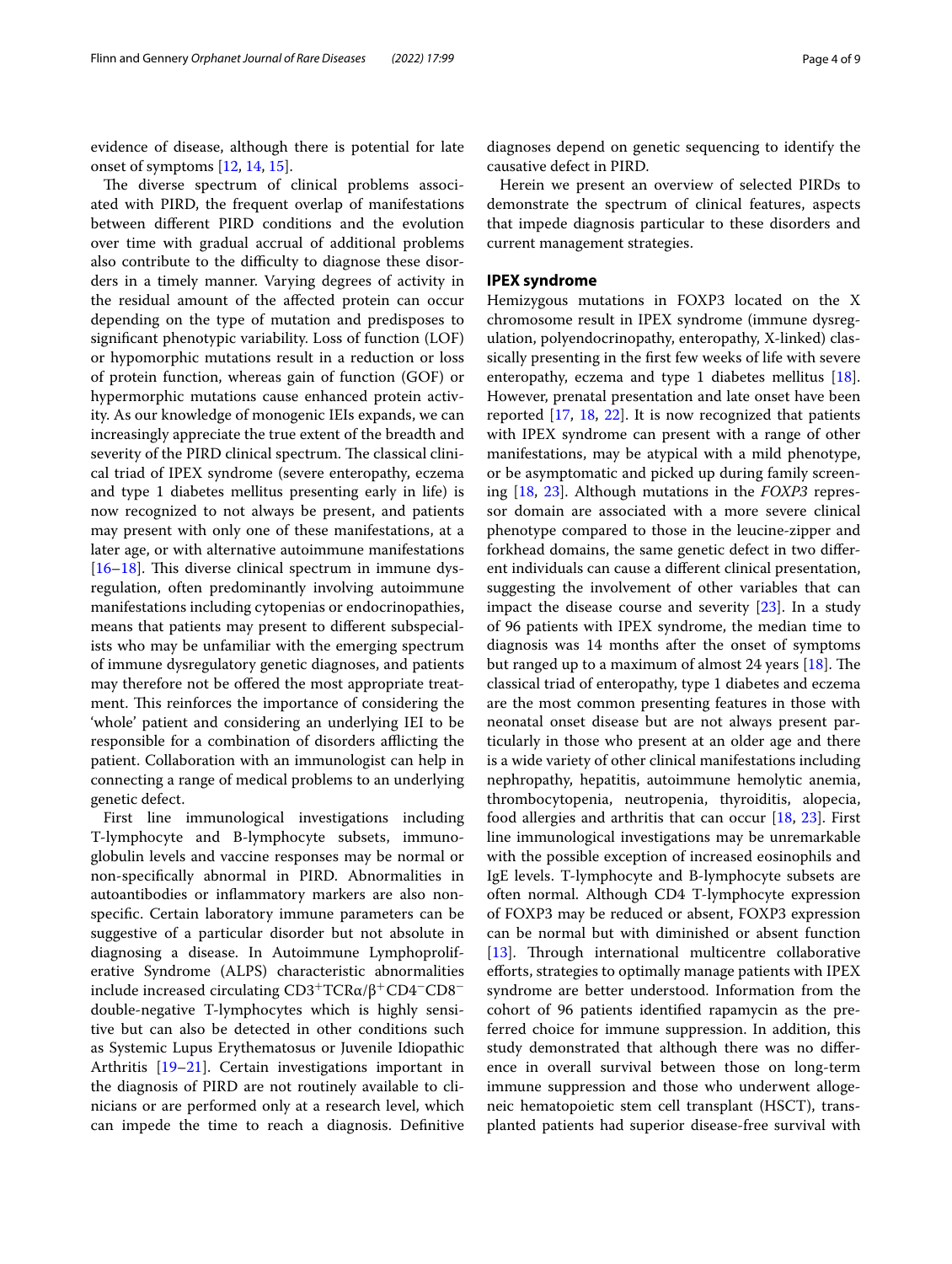evidence of disease, although there is potential for late onset of symptoms [12, 14, 15].

The diverse spectrum of clinical problems associated with PIRD, the frequent overlap of manifestations between different PIRD conditions and the evolution over time with gradual accrual of additional problems also contribute to the difficulty to diagnose these disorders in a timely manner. Varying degrees of activity in the residual amount of the affected protein can occur depending on the type of mutation and predisposes to significant phenotypic variability. Loss of function (LOF) or hypomorphic mutations result in a reduction or loss of protein function, whereas gain of function (GOF) or hypermorphic mutations cause enhanced protein activity. As our knowledge of monogenic IEIs expands, we can increasingly appreciate the true extent of the breadth and severity of the PIRD clinical spectrum. The classical clinical triad of IPEX syndrome (severe enteropathy, eczema and type 1 diabetes mellitus presenting early in life) is now recognized to not always be present, and patients may present with only one of these manifestations, at a later age, or with alternative autoimmune manifestations [16–18]. This diverse clinical spectrum in immune dysregulation, often predominantly involving autoimmune manifestations including cytopenias or endocrinopathies, means that patients may present to different subspecialists who may be unfamiliar with the emerging spectrum of immune dysregulatory genetic diagnoses, and patients may therefore not be offered the most appropriate treatment. This reinforces the importance of considering the 'whole' patient and considering an underlying IEI to be responsible for a combination of disorders afflicting the patient. Collaboration with an immunologist can help in connecting a range of medical problems to an underlying genetic defect.

First line immunological investigations including T-lymphocyte and B-lymphocyte subsets, immunoglobulin levels and vaccine responses may be normal or non-specifically abnormal in PIRD. Abnormalities in autoantibodies or inflammatory markers are also nonspecific. Certain laboratory immune parameters can be suggestive of a particular disorder but not absolute in diagnosing a disease. In Autoimmune Lymphoproliferative Syndrome (ALPS) characteristic abnormalities include increased circulating $CD3^{+}TCR\alpha/\beta^{+}CD4^{-}CD8^{-}$ double-negative T-lymphocytes which is highly sensitive but can also be detected in other conditions such as Systemic Lupus Erythematosus or Juvenile Idiopathic Arthritis [19–21]. Certain investigations important in the diagnosis of PIRD are not routinely available to clinicians or are performed only at a research level, which can impede the time to reach a diagnosis. Definitive diagnoses depend on genetic sequencing to identify the causative defect in PIRD.

Herein we present an overview of selected PIRDs to demonstrate the spectrum of clinical features, aspects that impede diagnosis particular to these disorders and current management strategies.

## IPEX syndrome

Hemizygous mutations in FOXP3 located on the X chromosome result in IPEX syndrome (immune dysregulation, polyendocrinopathy, enteropathy, X-linked) classically presenting in the first few weeks of life with severe enteropathy, eczema and type 1 diabetes mellitus [18]. However, prenatal presentation and late onset have been reported [17, 18, 22]. It is now recognized that patients with IPEX syndrome can present with a range of other manifestations, may be atypical with a mild phenotype, or be asymptomatic and picked up during family screening [18, 23]. Although mutations in the *FOXP3* repressor domain are associated with a more severe clinical phenotype compared to those in the leucine-zipper and forkhead domains, the same genetic defect in two different individuals can cause a different clinical presentation, suggesting the involvement of other variables that can impact the disease course and severity [23]. In a study of 96 patients with IPEX syndrome, the median time to diagnosis was 14 months after the onset of symptoms but ranged up to a maximum of almost 24 years [18]. The classical triad of enteropathy, type 1 diabetes and eczema are the most common presenting features in those with neonatal onset disease but are not always present particularly in those who present at an older age and there is a wide variety of other clinical manifestations including nephropathy, hepatitis, autoimmune hemolytic anemia, thrombocytopenia, neutropenia, thyroiditis, alopecia, food allergies and arthritis that can occur [18, 23]. First line immunological investigations may be unremarkable with the possible exception of increased eosinophils and IgE levels. T-lymphocyte and B-lymphocyte subsets are often normal. Although CD4 T-lymphocyte expression of FOXP3 may be reduced or absent, FOXP3 expression can be normal but with diminished or absent function [13]. Through international multicentre collaborative efforts, strategies to optimally manage patients with IPEX syndrome are better understood. Information from the cohort of 96 patients identified rapamycin as the preferred choice for immune suppression. In addition, this study demonstrated that although there was no difference in overall survival between those on long-term immune suppression and those who underwent allogeneic hematopoietic stem cell transplant (HSCT), transplanted patients had superior disease-free survival with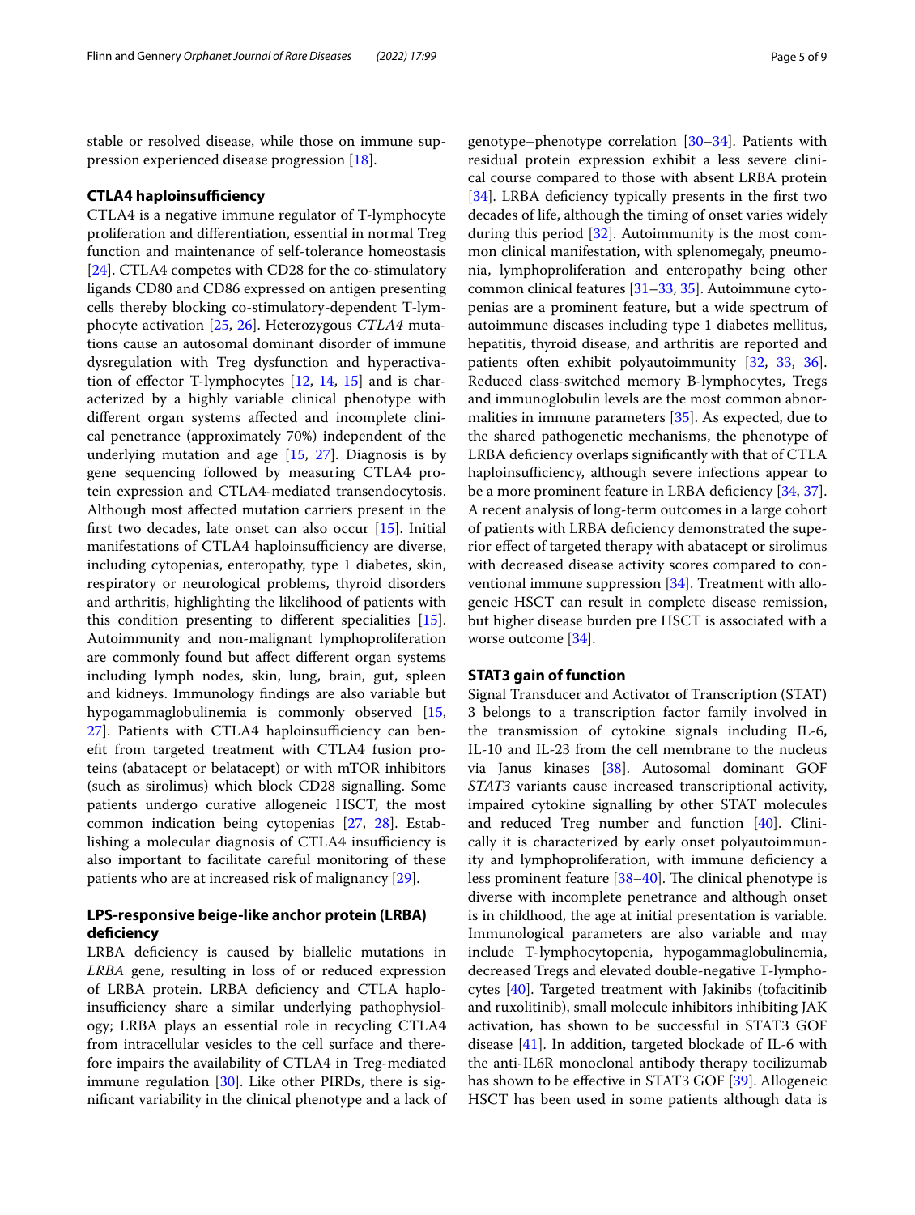stable or resolved disease, while those on immune suppression experienced disease progression [18].

### CTLA4 haploinsufficiency

CTLA4 is a negative immune regulator of T-lymphocyte proliferation and differentiation, essential in normal Treg function and maintenance of self-tolerance homeostasis [24]. CTLA4 competes with CD28 for the co-stimulatory ligands CD80 and CD86 expressed on antigen presenting cells thereby blocking co-stimulatory-dependent T-lymphocyte activation [25, 26]. Heterozygous *CTLA4* mutations cause an autosomal dominant disorder of immune dysregulation with Treg dysfunction and hyperactivation of effector T-lymphocytes [12, 14, 15] and is characterized by a highly variable clinical phenotype with different organ systems affected and incomplete clinical penetrance (approximately 70%) independent of the underlying mutation and age [15, 27]. Diagnosis is by gene sequencing followed by measuring CTLA4 protein expression and CTLA4-mediated transendocytosis. Although most affected mutation carriers present in the first two decades, late onset can also occur [15]. Initial manifestations of CTLA4 haploinsufficiency are diverse, including cytopenias, enteropathy, type 1 diabetes, skin, respiratory or neurological problems, thyroid disorders and arthritis, highlighting the likelihood of patients with this condition presenting to different specialities [15]. Autoimmunity and non-malignant lymphoproliferation are commonly found but affect different organ systems including lymph nodes, skin, lung, brain, gut, spleen and kidneys. Immunology findings are also variable but hypogammaglobulinemia is commonly observed [15, 27]. Patients with CTLA4 haploinsufficiency can benefit from targeted treatment with CTLA4 fusion proteins (abatacept or belatacept) or with mTOR inhibitors (such as sirolimus) which block CD28 signalling. Some patients undergo curative allogeneic HSCT, the most common indication being cytopenias [27, 28]. Establishing a molecular diagnosis of CTLA4 insufficiency is also important to facilitate careful monitoring of these patients who are at increased risk of malignancy [29].

### LPS-responsive beige-like anchor protein (LRBA) deficiency

LRBA deficiency is caused by biallelic mutations in *LRBA* gene, resulting in loss of or reduced expression of LRBA protein. LRBA deficiency and CTLA haploinsufficiency share a similar underlying pathophysiology; LRBA plays an essential role in recycling CTLA4 from intracellular vesicles to the cell surface and therefore impairs the availability of CTLA4 in Treg-mediated immune regulation [30]. Like other PIRDs, there is significant variability in the clinical phenotype and a lack of genotype–phenotype correlation [30–34]. Patients with residual protein expression exhibit a less severe clinical course compared to those with absent LRBA protein [34]. LRBA deficiency typically presents in the first two decades of life, although the timing of onset varies widely during this period [32]. Autoimmunity is the most common clinical manifestation, with splenomegaly, pneumonia, lymphoproliferation and enteropathy being other common clinical features [31–33, 35]. Autoimmune cytopenias are a prominent feature, but a wide spectrum of autoimmune diseases including type 1 diabetes mellitus, hepatitis, thyroid disease, and arthritis are reported and patients often exhibit polyautoimmunity [32, 33, 36]. Reduced class-switched memory B-lymphocytes, Tregs and immunoglobulin levels are the most common abnormalities in immune parameters [35]. As expected, due to the shared pathogenetic mechanisms, the phenotype of LRBA deficiency overlaps significantly with that of CTLA haploinsufficiency, although severe infections appear to be a more prominent feature in LRBA deficiency [34, 37]. A recent analysis of long-term outcomes in a large cohort of patients with LRBA deficiency demonstrated the superior effect of targeted therapy with abatacept or sirolimus with decreased disease activity scores compared to conventional immune suppression [34]. Treatment with allogeneic HSCT can result in complete disease remission, but higher disease burden pre HSCT is associated with a worse outcome [34].

### STAT3 gain of function

Signal Transducer and Activator of Transcription (STAT) 3 belongs to a transcription factor family involved in the transmission of cytokine signals including IL-6, IL-10 and IL-23 from the cell membrane to the nucleus via Janus kinases [38]. Autosomal dominant GOF *STAT3* variants cause increased transcriptional activity, impaired cytokine signalling by other STAT molecules and reduced Treg number and function [40]. Clinically it is characterized by early onset polyautoimmunity and lymphoproliferation, with immune deficiency a less prominent feature [38–40]. The clinical phenotype is diverse with incomplete penetrance and although onset is in childhood, the age at initial presentation is variable. Immunological parameters are also variable and may include T-lymphocytopenia, hypogammaglobulinemia, decreased Tregs and elevated double-negative T-lymphocytes [40]. Targeted treatment with Jakinibs (tofacitinib and ruxolitinib), small molecule inhibitors inhibiting JAK activation, has shown to be successful in STAT3 GOF disease [41]. In addition, targeted blockade of IL-6 with the anti-IL6R monoclonal antibody therapy tocilizumab has shown to be effective in STAT3 GOF [39]. Allogeneic HSCT has been used in some patients although data is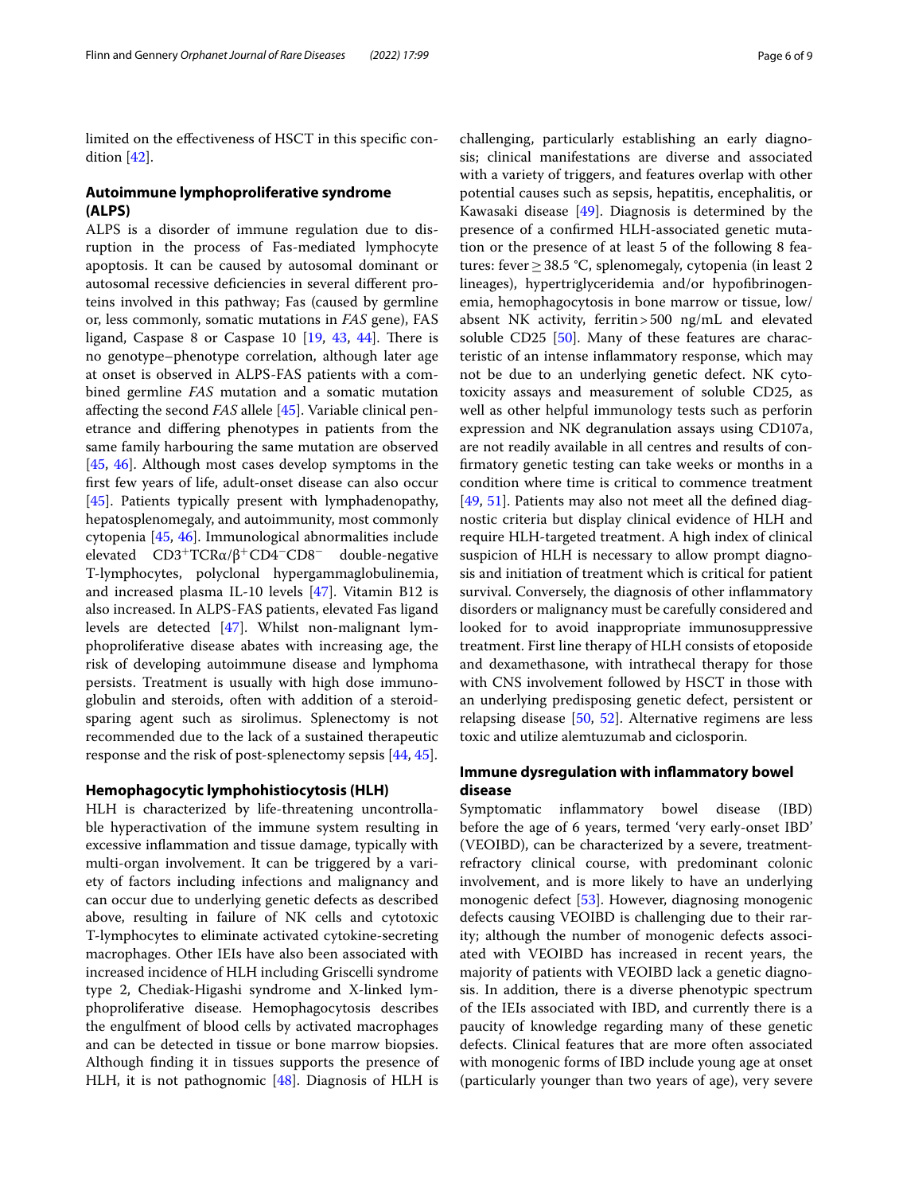limited on the effectiveness of HSCT in this specific condition [42].

## Autoimmune lymphoproliferative syndrome (ALPS)

ALPS is a disorder of immune regulation due to disruption in the process of Fas-mediated lymphocyte apoptosis. It can be caused by autosomal dominant or autosomal recessive deficiencies in several different proteins involved in this pathway; Fas (caused by germline or, less commonly, somatic mutations in *FAS* gene), FAS ligand, Caspase 8 or Caspase 10 [19, 43, 44]. There is no genotype–phenotype correlation, although later age at onset is observed in ALPS-FAS patients with a combined germline *FAS* mutation and a somatic mutation affecting the second *FAS* allele [45]. Variable clinical penetrance and differing phenotypes in patients from the same family harbouring the same mutation are observed [45, 46]. Although most cases develop symptoms in the first few years of life, adult-onset disease can also occur [45]. Patients typically present with lymphadenopathy, hepatosplenomegaly, and autoimmunity, most commonly cytopenia [45, 46]. Immunological abnormalities include elevated $CD3^{+}TCR\alpha/\beta^{+}CD4^{-}CD8^{-}$ double-negative T-lymphocytes, polyclonal hypergammaglobulinemia, and increased plasma IL-10 levels [47]. Vitamin B12 is also increased. In ALPS-FAS patients, elevated Fas ligand levels are detected [47]. Whilst non-malignant lymphoproliferative disease abates with increasing age, the risk of developing autoimmune disease and lymphoma persists. Treatment is usually with high dose immunoglobulin and steroids, often with addition of a steroid-sparing agent such as sirolimus. Splenectomy is not recommended due to the lack of a sustained therapeutic response and the risk of post-splenectomy sepsis [44, 45].

## Hemophagocytic lymphohistiocytosis (HLH)

HLH is characterized by life-threatening uncontrollable hyperactivation of the immune system resulting in excessive inflammation and tissue damage, typically with multi-organ involvement. It can be triggered by a variety of factors including infections and malignancy and can occur due to underlying genetic defects as described above, resulting in failure of NK cells and cytotoxic T-lymphocytes to eliminate activated cytokine-secreting macrophages. Other IEIs have also been associated with increased incidence of HLH including Griscelli syndrome type 2, Chediak-Higashi syndrome and X-linked lymphoproliferative disease. Hemophagocytosis describes the engulfment of blood cells by activated macrophages and can be detected in tissue or bone marrow biopsies. Although finding it in tissues supports the presence of HLH, it is not pathognomonic [48]. Diagnosis of HLH is challenging, particularly establishing an early diagnosis; clinical manifestations are diverse and associated with a variety of triggers, and features overlap with other potential causes such as sepsis, hepatitis, encephalitis, or Kawasaki disease [49]. Diagnosis is determined by the presence of a confirmed HLH-associated genetic mutation or the presence of at least 5 of the following 8 features: fever $\geq 38.5$ °C, splenomegaly, cytopenia (in least 2 lineages), hypertriglyceridemia and/or hypofibrinogenemia, hemophagocytosis in bone marrow or tissue, low/absent NK activity, ferritin > 500 ng/mL and elevated soluble CD25 [50]. Many of these features are characteristic of an intense inflammatory response, which may not be due to an underlying genetic defect. NK cytotoxicity assays and measurement of soluble CD25, as well as other helpful immunology tests such as perforin expression and NK degranulation assays using CD107a, are not readily available in all centres and results of confirmatory genetic testing can take weeks or months in a condition where time is critical to commence treatment [49, 51]. Patients may also not meet all the defined diagnostic criteria but display clinical evidence of HLH and require HLH-targeted treatment. A high index of clinical suspicion of HLH is necessary to allow prompt diagnosis and initiation of treatment which is critical for patient survival. Conversely, the diagnosis of other inflammatory disorders or malignancy must be carefully considered and looked for to avoid inappropriate immunosuppressive treatment. First line therapy of HLH consists of etoposide and dexamethasone, with intrathecal therapy for those with CNS involvement followed by HSCT in those with an underlying predisposing genetic defect, persistent or relapsing disease [50, 52]. Alternative regimens are less toxic and utilize alemtuzumab and ciclosporin.

## Immune dysregulation with inflammatory bowel disease

Symptomatic inflammatory bowel disease (IBD) before the age of 6 years, termed 'very early-onset IBD' (VEOIBD), can be characterized by a severe, treatment-refractory clinical course, with predominant colonic involvement, and is more likely to have an underlying monogenic defect [53]. However, diagnosing monogenic defects causing VEOIBD is challenging due to their rarity; although the number of monogenic defects associated with VEOIBD has increased in recent years, the majority of patients with VEOIBD lack a genetic diagnosis. In addition, there is a diverse phenotypic spectrum of the IEIs associated with IBD, and currently there is a paucity of knowledge regarding many of these genetic defects. Clinical features that are more often associated with monogenic forms of IBD include young age at onset (particularly younger than two years of age), very severe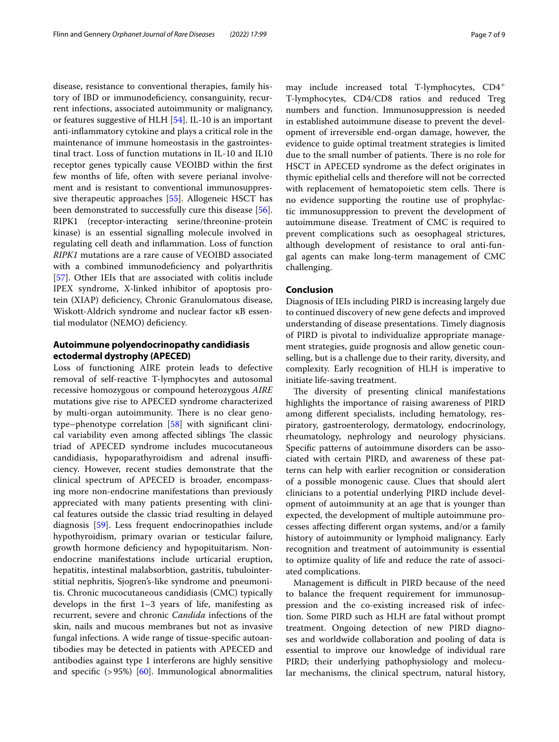disease, resistance to conventional therapies, family history of IBD or immunodeficiency, consanguinity, recurrent infections, associated autoimmunity or malignancy, or features suggestive of HLH [54]. IL-10 is an important anti-inflammatory cytokine and plays a critical role in the maintenance of immune homeostasis in the gastrointestinal tract. Loss of function mutations in IL-10 and IL10 receptor genes typically cause VEOIBD within the first few months of life, often with severe perianal involvement and is resistant to conventional immunosuppressive therapeutic approaches [55]. Allogeneic HSCT has been demonstrated to successfully cure this disease [56]. RIPK1 (receptor-interacting serine/threonine-protein kinase) is an essential signalling molecule involved in regulating cell death and inflammation. Loss of function *RIPK1* mutations are a rare cause of VEOIBD associated with a combined immunodeficiency and polyarthritis [57]. Other IEIs that are associated with colitis include IPEX syndrome, X-linked inhibitor of apoptosis protein (XIAP) deficiency, Chronic Granulomatous disease, Wiskott-Aldrich syndrome and nuclear factor κB essential modulator (NEMO) deficiency.

## Autoimmune polyendocrinopathy candidiasis ectodermal dystrophy (APECED)

Loss of functioning AIRE protein leads to defective removal of self-reactive T-lymphocytes and autosomal recessive homozygous or compound heterozygous *AIRE* mutations give rise to APECED syndrome characterized by multi-organ autoimmunity. There is no clear genotype–phenotype correlation [58] with significant clinical variability even among affected siblings The classic triad of APECED syndrome includes mucocutaneous candidiasis, hypoparathyroidism and adrenal insufficiency. However, recent studies demonstrate that the clinical spectrum of APECED is broader, encompassing more non-endocrine manifestations than previously appreciated with many patients presenting with clinical features outside the classic triad resulting in delayed diagnosis [59]. Less frequent endocrinopathies include hypothyroidism, primary ovarian or testicular failure, growth hormone deficiency and hypopituitarism. Non-endocrine manifestations include urticarial eruption, hepatitis, intestinal malabsorbtion, gastritis, tubulointerstitial nephritis, Sjogren's-like syndrome and pneumonitis. Chronic mucocutaneous candidiasis (CMC) typically develops in the first 1–3 years of life, manifesting as recurrent, severe and chronic *Candida* infections of the skin, nails and mucous membranes but not as invasive fungal infections. A wide range of tissue-specific autoantibodies may be detected in patients with APECED and antibodies against type 1 interferons are highly sensitive and specific (>95%) [60]. Immunological abnormalities may include increased total T-lymphocytes, CD4$^+$ T-lymphocytes, CD4/CD8 ratios and reduced Treg numbers and function. Immunosuppression is needed in established autoimmune disease to prevent the development of irreversible end-organ damage, however, the evidence to guide optimal treatment strategies is limited due to the small number of patients. There is no role for HSCT in APECED syndrome as the defect originates in thymic epithelial cells and therefore will not be corrected with replacement of hematopoietic stem cells. There is no evidence supporting the routine use of prophylactic immunosuppression to prevent the development of autoimmune disease. Treatment of CMC is required to prevent complications such as oesophageal strictures, although development of resistance to oral anti-fungal agents can make long-term management of CMC challenging.

## Conclusion

Diagnosis of IEIs including PIRD is increasing largely due to continued discovery of new gene defects and improved understanding of disease presentations. Timely diagnosis of PIRD is pivotal to individualize appropriate management strategies, guide prognosis and allow genetic counselling, but is a challenge due to their rarity, diversity, and complexity. Early recognition of HLH is imperative to initiate life-saving treatment.

The diversity of presenting clinical manifestations highlights the importance of raising awareness of PIRD among different specialists, including hematology, respiratory, gastroenterology, dermatology, endocrinology, rheumatology, nephrology and neurology physicians. Specific patterns of autoimmune disorders can be associated with certain PIRD, and awareness of these patterns can help with earlier recognition or consideration of a possible monogenic cause. Clues that should alert clinicians to a potential underlying PIRD include development of autoimmunity at an age that is younger than expected, the development of multiple autoimmune processes affecting different organ systems, and/or a family history of autoimmunity or lymphoid malignancy. Early recognition and treatment of autoimmunity is essential to optimize quality of life and reduce the rate of associated complications.

Management is difficult in PIRD because of the need to balance the frequent requirement for immunosuppression and the co-existing increased risk of infection. Some PIRD such as HLH are fatal without prompt treatment. Ongoing detection of new PIRD diagnoses and worldwide collaboration and pooling of data is essential to improve our knowledge of individual rare PIRD; their underlying pathophysiology and molecular mechanisms, the clinical spectrum, natural history,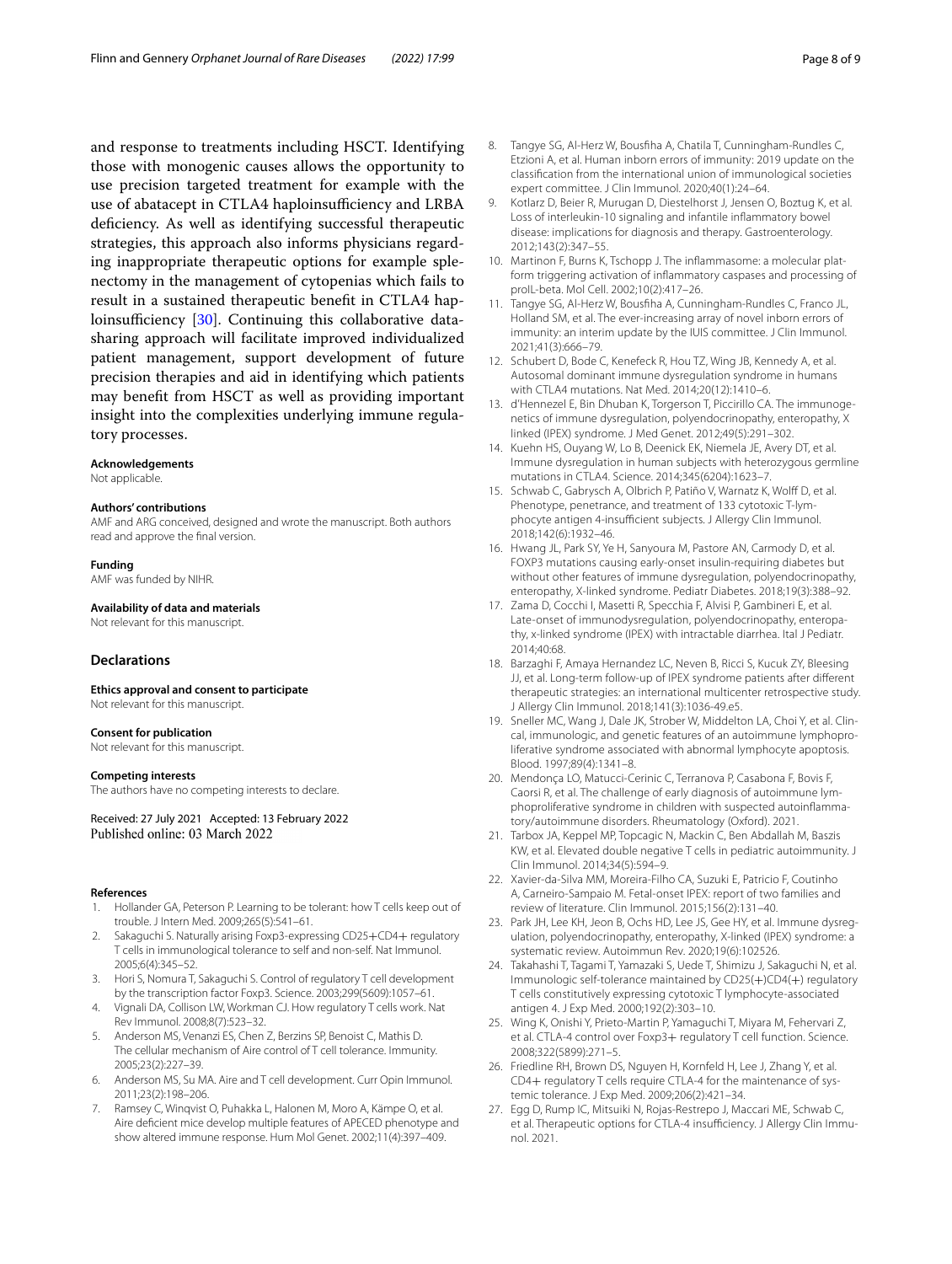and response to treatments including HSCT. Identifying those with monogenic causes allows the opportunity to use precision targeted treatment for example with the use of abatacept in CTLA4 haploinsufficiency and LRBA deficiency. As well as identifying successful therapeutic strategies, this approach also informs physicians regarding inappropriate therapeutic options for example splenectomy in the management of cytopenias which fails to result in a sustained therapeutic benefit in CTLA4 haploinsufficiency [30]. Continuing this collaborative data-sharing approach will facilitate improved individualized patient management, support development of future precision therapies and aid in identifying which patients may benefit from HSCT as well as providing important insight into the complexities underlying immune regulatory processes.

**Acknowledgements**
Not applicable.

**Authors' contributions**
AMF and ARG conceived, designed and wrote the manuscript. Both authors read and approve the final version.

**Funding**
AMF was funded by NIHR.

**Availability of data and materials**
Not relevant for this manuscript.

## Declarations

**Ethics approval and consent to participate**
Not relevant for this manuscript.

**Consent for publication**
Not relevant for this manuscript.

**Competing interests**
The authors have no competing interests to declare.

Received: 27 July 2021 Accepted: 13 February 2022
Published online: 03 March 2022

**References**

1. Hollander GA, Peterson P. Learning to be tolerant: how T cells keep out of trouble. J Intern Med. 2009;265(5):541–61.
2. Sakaguchi S. Naturally arising Foxp3-expressing CD25+CD4+ regulatory T cells in immunological tolerance to self and non-self. Nat Immunol. 2005;6(4):345–52.
3. Hori S, Nomura T, Sakaguchi S. Control of regulatory T cell development by the transcription factor Foxp3. Science. 2003;299(5609):1057–61.
4. Vignali DA, Collison LW, Workman CJ. How regulatory T cells work. Nat Rev Immunol. 2008;8(7):523–32.
5. Anderson MS, Venanzi ES, Chen Z, Berzins SP, Benoist C, Mathis D. The cellular mechanism of Aire control of T cell tolerance. Immunity. 2005;23(2):227–39.
6. Anderson MS, Su MA. Aire and T cell development. Curr Opin Immunol. 2011;23(2):198–206.
7. Ramsey C, Winqvist O, Puhakka L, Halonen M, Moro A, Kämpe O, et al. Aire deficient mice develop multiple features of APECED phenotype and show altered immune response. Hum Mol Genet. 2002;11(4):397–409.
8. Tangye SG, Al-Herz W, Bousfiha A, Chatila T, Cunningham-Rundles C, Etzioni A, et al. Human inborn errors of immunity: 2019 update on the classification from the international union of immunological societies expert committee. J Clin Immunol. 2020;40(1):24–64.
9. Kotlarz D, Beier R, Murugan D, Diestelhorst J, Jensen O, Boztug K, et al. Loss of interleukin-10 signaling and infantile inflammatory bowel disease: implications for diagnosis and therapy. Gastroenterology. 2012;143(2):347–55.
10. Martinon F, Burns K, Tschopp J. The inflammasome: a molecular platform triggering activation of inflammatory caspases and processing of proIL-beta. Mol Cell. 2002;10(2):417–26.
11. Tangye SG, Al-Herz W, Bousfiha A, Cunningham-Rundles C, Franco JL, Holland SM, et al. The ever-increasing array of novel inborn errors of immunity: an interim update by the IUIS committee. J Clin Immunol. 2021;41(3):666–79.
12. Schubert D, Bode C, Kenefeck R, Hou TZ, Wing JB, Kennedy A, et al. Autosomal dominant immune dysregulation syndrome in humans with CTLA4 mutations. Nat Med. 2014;20(12):1410–6.
13. d'Hennezel E, Bin Dhuban K, Torgerson T, Piccirillo CA. The immunogenetics of immune dysregulation, polyendocrinopathy, enteropathy, X linked (IPEX) syndrome. J Med Genet. 2012;49(5):291–302.
14. Kuehn HS, Ouyang W, Lo B, Deenick EK, Niemela JE, Avery DT, et al. Immune dysregulation in human subjects with heterozygous germline mutations in CTLA4. Science. 2014;345(6204):1623–7.
15. Schwab C, Gabrysch A, Olbrich P, Patiño V, Warnatz K, Wolff D, et al. Phenotype, penetrance, and treatment of 133 cytotoxic T-lymphocyte antigen 4-insufficient subjects. J Allergy Clin Immunol. 2018;142(6):1932–46.
16. Hwang JL, Park SY, Ye H, Sanyoura M, Pastore AN, Carmody D, et al. FOXP3 mutations causing early-onset insulin-requiring diabetes but without other features of immune dysregulation, polyendocrinopathy, enteropathy, X-linked syndrome. Pediatr Diabetes. 2018;19(3):388–92.
17. Zama D, Cocchi I, Masetti R, Specchia F, Alvisi P, Gambineri E, et al. Late-onset of immunodysregulation, polyendocrinopathy, enteropathy, x-linked syndrome (IPEX) with intractable diarrhea. Ital J Pediatr. 2014;40:68.
18. Barzaghi F, Amaya Hernandez LC, Neven B, Ricci S, Kucuk ZY, Bleesing JJ, et al. Long-term follow-up of IPEX syndrome patients after different therapeutic strategies: an international multicenter retrospective study. J Allergy Clin Immunol. 2018;141(3):1036-49.e5.
19. Sneller MC, Wang J, Dale JK, Strober W, Middelton LA, Choi Y, et al. Clincal, immunologic, and genetic features of an autoimmune lymphoproliferative syndrome associated with abnormal lymphocyte apoptosis. Blood. 1997;89(4):1341–8.
20. Mendonça LO, Matucci-Cerinic C, Terranova P, Casabona F, Bovis F, Caorsi R, et al. The challenge of early diagnosis of autoimmune lymphoproliferative syndrome in children with suspected autoinflammatory/autoimmune disorders. Rheumatology (Oxford). 2021.
21. Tarbox JA, Keppel MP, Topcagic N, Mackin C, Ben Abdallah M, Baszis KW, et al. Elevated double negative T cells in pediatric autoimmunity. J Clin Immunol. 2014;34(5):594–9.
22. Xavier-da-Silva MM, Moreira-Filho CA, Suzuki E, Patricio F, Coutinho A, Carneiro-Sampaio M. Fetal-onset IPEX: report of two families and review of literature. Clin Immunol. 2015;156(2):131–40.
23. Park JH, Lee KH, Jeon B, Ochs HD, Lee JS, Gee HY, et al. Immune dysregulation, polyendocrinopathy, enteropathy, X-linked (IPEX) syndrome: a systematic review. Autoimmun Rev. 2020;19(6):102526.
24. Takahashi T, Tagami T, Yamazaki S, Uede T, Shimizu J, Sakaguchi N, et al. Immunologic self-tolerance maintained by CD25(+)CD4(+) regulatory T cells constitutively expressing cytotoxic T lymphocyte-associated antigen 4. J Exp Med. 2000;192(2):303–10.
25. Wing K, Onishi Y, Prieto-Martin P, Yamaguchi T, Miyara M, Fehervari Z, et al. CTLA-4 control over Foxp3+ regulatory T cell function. Science. 2008;322(5899):271–5.
26. Friedline RH, Brown DS, Nguyen H, Kornfeld H, Lee J, Zhang Y, et al. CD4+ regulatory T cells require CTLA-4 for the maintenance of systemic tolerance. J Exp Med. 2009;206(2):421–34.
27. Egg D, Rump IC, Mitsuiki N, Rojas-Restrepo J, Maccari ME, Schwab C, et al. Therapeutic options for CTLA-4 insufficiency. J Allergy Clin Immunol. 2021.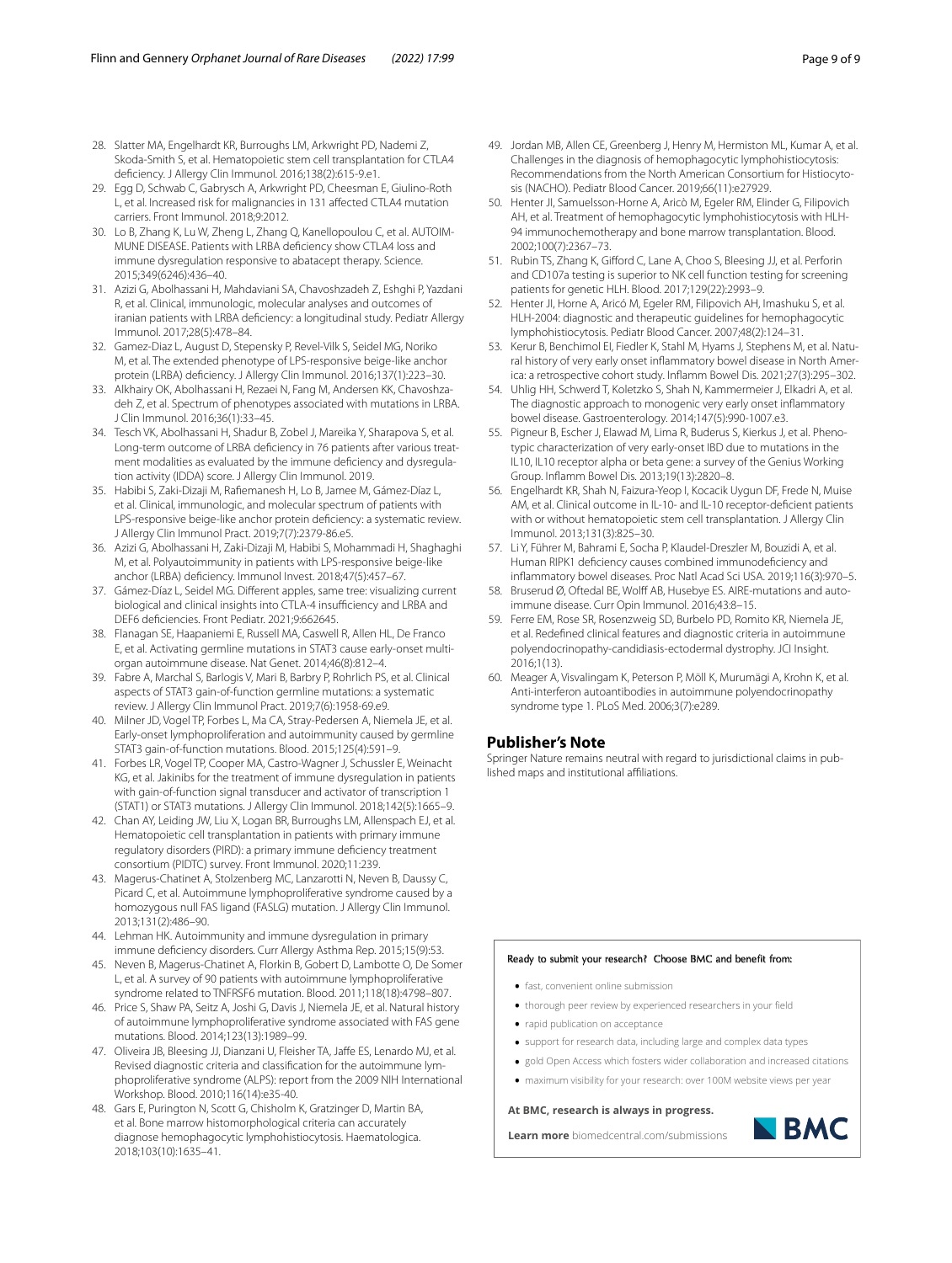28. Slatter MA, Engelhardt KR, Burroughs LM, Arkwright PD, Nademi Z, Skoda-Smith S, et al. Hematopoietic stem cell transplantation for CTLA4 deficiency. J Allergy Clin Immunol. 2016;138(2):615-9.e1.
29. Egg D, Schwab C, Gabrysch A, Arkwright PD, Cheesman E, Giulino-Roth L, et al. Increased risk for malignancies in 131 affected CTLA4 mutation carriers. Front Immunol. 2018;9:2012.
30. Lo B, Zhang K, Lu W, Zheng L, Zhang Q, Kanellopoulou C, et al. AUTOIMMUNE DISEASE. Patients with LRBA deficiency show CTLA4 loss and immune dysregulation responsive to abatacept therapy. Science. 2015;349(6246):436–40.
31. Azizi G, Abolhassani H, Mahdaviani SA, Chavoshzadeh Z, Eshghi P, Yazdani R, et al. Clinical, immunologic, molecular analyses and outcomes of iranian patients with LRBA deficiency: a longitudinal study. Pediatr Allergy Immunol. 2017;28(5):478–84.
32. Gamez-Diaz L, August D, Stepensky P, Revel-Vilk S, Seidel MG, Noriko M, et al. The extended phenotype of LPS-responsive beige-like anchor protein (LRBA) deficiency. J Allergy Clin Immunol. 2016;137(1):223–30.
33. Alkhairy OK, Abolhassani H, Rezaei N, Fang M, Andersen KK, Chavoshzadeh Z, et al. Spectrum of phenotypes associated with mutations in LRBA. J Clin Immunol. 2016;36(1):33–45.
34. Tesch VK, Abolhassani H, Shadur B, Zobel J, Mareika Y, Sharapova S, et al. Long-term outcome of LRBA deficiency in 76 patients after various treatment modalities as evaluated by the immune deficiency and dysregulation activity (IDDA) score. J Allergy Clin Immunol. 2019.
35. Habibi S, Zaki-Dizaji M, Rafiemanesh H, Lo B, Jamee M, Gámez-Díaz L, et al. Clinical, immunologic, and molecular spectrum of patients with LPS-responsive beige-like anchor protein deficiency: a systematic review. J Allergy Clin Immunol Pract. 2019;7(7):2379-86.e5.
36. Azizi G, Abolhassani H, Zaki-Dizaji M, Habibi S, Mohammadi H, Shaghaghi M, et al. Polyautoimmunity in patients with LPS-responsive beige-like anchor (LRBA) deficiency. Immunol Invest. 2018;47(5):457–67.
37. Gámez-Díaz L, Seidel MG. Different apples, same tree: visualizing current biological and clinical insights into CTLA-4 insufficiency and LRBA and DEF6 deficiencies. Front Pediatr. 2021;9:662645.
38. Flanagan SE, Haapaniemi E, Russell MA, Caswell R, Allen HL, De Franco E, et al. Activating germline mutations in STAT3 cause early-onset multi-organ autoimmune disease. Nat Genet. 2014;46(8):812–4.
39. Fabre A, Marchal S, Barlogis V, Mari B, Barbry P, Rohrlich PS, et al. Clinical aspects of STAT3 gain-of-function germline mutations: a systematic review. J Allergy Clin Immunol Pract. 2019;7(6):1958-69.e9.
40. Milner JD, Vogel TP, Forbes L, Ma CA, Stray-Pedersen A, Niemela JE, et al. Early-onset lymphoproliferation and autoimmunity caused by germline STAT3 gain-of-function mutations. Blood. 2015;125(4):591–9.
41. Forbes LR, Vogel TP, Cooper MA, Castro-Wagner J, Schussler E, Weinacht KG, et al. Jakinibs for the treatment of immune dysregulation in patients with gain-of-function signal transducer and activator of transcription 1 (STAT1) or STAT3 mutations. J Allergy Clin Immunol. 2018;142(5):1665–9.
42. Chan AY, Leiding JW, Liu X, Logan BR, Burroughs LM, Allenspach EJ, et al. Hematopoietic cell transplantation in patients with primary immune regulatory disorders (PIRD): a primary immune deficiency treatment consortium (PIDTC) survey. Front Immunol. 2020;11:239.
43. Magerus-Chatinet A, Stolzenberg MC, Lanzarotti N, Neven B, Daussy C, Picard C, et al. Autoimmune lymphoproliferative syndrome caused by a homozygous null FAS ligand (FASLG) mutation. J Allergy Clin Immunol. 2013;131(2):486–90.
44. Lehman HK. Autoimmunity and immune dysregulation in primary immune deficiency disorders. Curr Allergy Asthma Rep. 2015;15(9):53.
45. Neven B, Magerus-Chatinet A, Florkin B, Gobert D, Lambotte O, De Somer L, et al. A survey of 90 patients with autoimmune lymphoproliferative syndrome related to TNFRSF6 mutation. Blood. 2011;118(18):4798–807.
46. Price S, Shaw PA, Seitz A, Joshi G, Davis J, Niemela JE, et al. Natural history of autoimmune lymphoproliferative syndrome associated with FAS gene mutations. Blood. 2014;123(13):1989–99.
47. Oliveira JB, Bleesing JJ, Dianzani U, Fleisher TA, Jaffe ES, Lenardo MJ, et al. Revised diagnostic criteria and classification for the autoimmune lymphoproliferative syndrome (ALPS): report from the 2009 NIH International Workshop. Blood. 2010;116(14):e35-40.
48. Gars E, Purington N, Scott G, Chisholm K, Gratzinger D, Martin BA, et al. Bone marrow histomorphological criteria can accurately diagnose hemophagocytic lymphohistiocytosis. Haematologica. 2018;103(10):1635–41.
49. Jordan MB, Allen CE, Greenberg J, Henry M, Hermiston ML, Kumar A, et al. Challenges in the diagnosis of hemophagocytic lymphohistiocytosis: Recommendations from the North American Consortium for Histiocytosis (NACHO). Pediatr Blood Cancer. 2019;66(11):e27929.
50. Henter JI, Samuelsson-Horne A, Aricò M, Egeler RM, Elinder G, Filipovich AH, et al. Treatment of hemophagocytic lymphohistiocytosis with HLH-94 immunochemotherapy and bone marrow transplantation. Blood. 2002;100(7):2367–73.
51. Rubin TS, Zhang K, Gifford C, Lane A, Choo S, Bleesing JJ, et al. Perforin and CD107a testing is superior to NK cell function testing for screening patients for genetic HLH. Blood. 2017;129(22):2993–9.
52. Henter JI, Horne A, Arico M, Egeler RM, Filipovich AH, Imashuku S, et al. HLH-2004: diagnostic and therapeutic guidelines for hemophagocytic lymphohistiocytosis. Pediatr Blood Cancer. 2007;48(2):124–31.
53. Kerur B, Benchimol EI, Fiedler K, Stahl M, Hyams J, Stephens M, et al. Natural history of very early onset inflammatory bowel disease in North America: a retrospective cohort study. Inflamm Bowel Dis. 2021;27(3):295–302.
54. Uhlig HH, Schwerd T, Koletzko S, Shah N, Kammermeier J, Elkadri A, et al. The diagnostic approach to monogenic very early onset inflammatory bowel disease. Gastroenterology. 2014;147(5):990-1007.e3.
55. Pigneur B, Escher J, Elawad M, Lima R, Buderus S, Kierkus J, et al. Phenotypic characterization of very early-onset IBD due to mutations in the IL10, IL10 receptor alpha or beta gene: a survey of the Genius Working Group. Inflamm Bowel Dis. 2013;19(13):2820–8.
56. Engelhardt KR, Shah N, Faizura-Yeop I, Kocacik Uygun DF, Frede N, Muise AM, et al. Clinical outcome in IL-10- and IL-10 receptor-deficient patients with or without hematopoietic stem cell transplantation. J Allergy Clin Immunol. 2013;131(3):825–30.
57. Li Y, Führer M, Bahrami E, Socha P, Klaudel-Dreszler M, Bouzidi A, et al. Human RIPK1 deficiency causes combined immunodeficiency and inflammatory bowel diseases. Proc Natl Acad Sci USA. 2019;116(3):970–5.
58. Bruserud Ø, Oftedal BE, Wolff AB, Husebye ES. AIRE-mutations and autoimmune disease. Curr Opin Immunol. 2016;43:8–15.
59. Ferre EM, Rose SR, Rosenzweig SD, Burbelo PD, Romito KR, Niemela JE, et al. Redefined clinical features and diagnostic criteria in autoimmune polyendocrinopathy-candidiasis-ectodermal dystrophy. JCI Insight. 2016;1(13).
60. Meager A, Visvalingam K, Peterson P, Möll K, Murumägi A, Krohn K, et al. Anti-interferon autoantibodies in autoimmune polyendocrinopathy syndrome type 1. PLoS Med. 2006;3(7):e289.

## Publisher's Note

Springer Nature remains neutral with regard to jurisdictional claims in published maps and institutional affiliations.

Ready to submit your research? Choose BMC and benefit from:

- fast, convenient online submission
- thorough peer review by experienced researchers in your field
- rapid publication on acceptance
- support for research data, including large and complex data types
- gold Open Access which fosters wider collaboration and increased citations
- maximum visibility for your research: over 100M website views per year

**At BMC, research is always in progress.**

**Learn more** biomedcentral.com/submissions

BMC